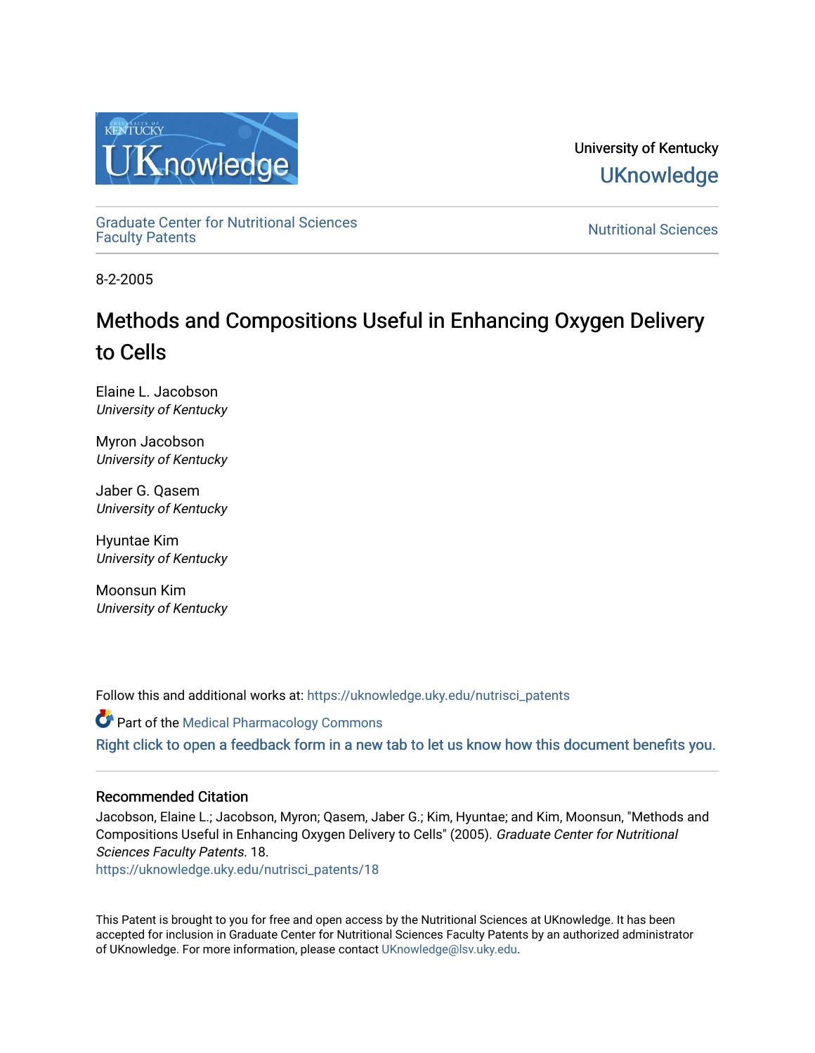University of Kentucky
UKnowledge

Graduate Center for Nutritional Sciences Faculty Patents

Nutritional Sciences

8-2-2005

# Methods and Compositions Useful in Enhancing Oxygen Delivery to Cells

Elaine L. Jacobson
*University of Kentucky*

Myron Jacobson
*University of Kentucky*

Jaber G. Qasem
*University of Kentucky*

Hyuntae Kim
*University of Kentucky*

Moonsun Kim
*University of Kentucky*

Follow this and additional works at: https://uknowledge.uky.edu/nutrisci_patents

Part of the Medical Pharmacology Commons

Right click to open a feedback form in a new tab to let us know how this document benefits you.

## Recommended Citation

Jacobson, Elaine L.; Jacobson, Myron; Qasem, Jaber G.; Kim, Hyuntae; and Kim, Moonsun, "Methods and Compositions Useful in Enhancing Oxygen Delivery to Cells" (2005). *Graduate Center for Nutritional Sciences Faculty Patents*. 18.
https://uknowledge.uky.edu/nutrisci_patents/18

This Patent is brought to you for free and open access by the Nutritional Sciences at UKnowledge. It has been accepted for inclusion in Graduate Center for Nutritional Sciences Faculty Patents by an authorized administrator of UKnowledge. For more information, please contact UKnowledge@lsv.uky.edu.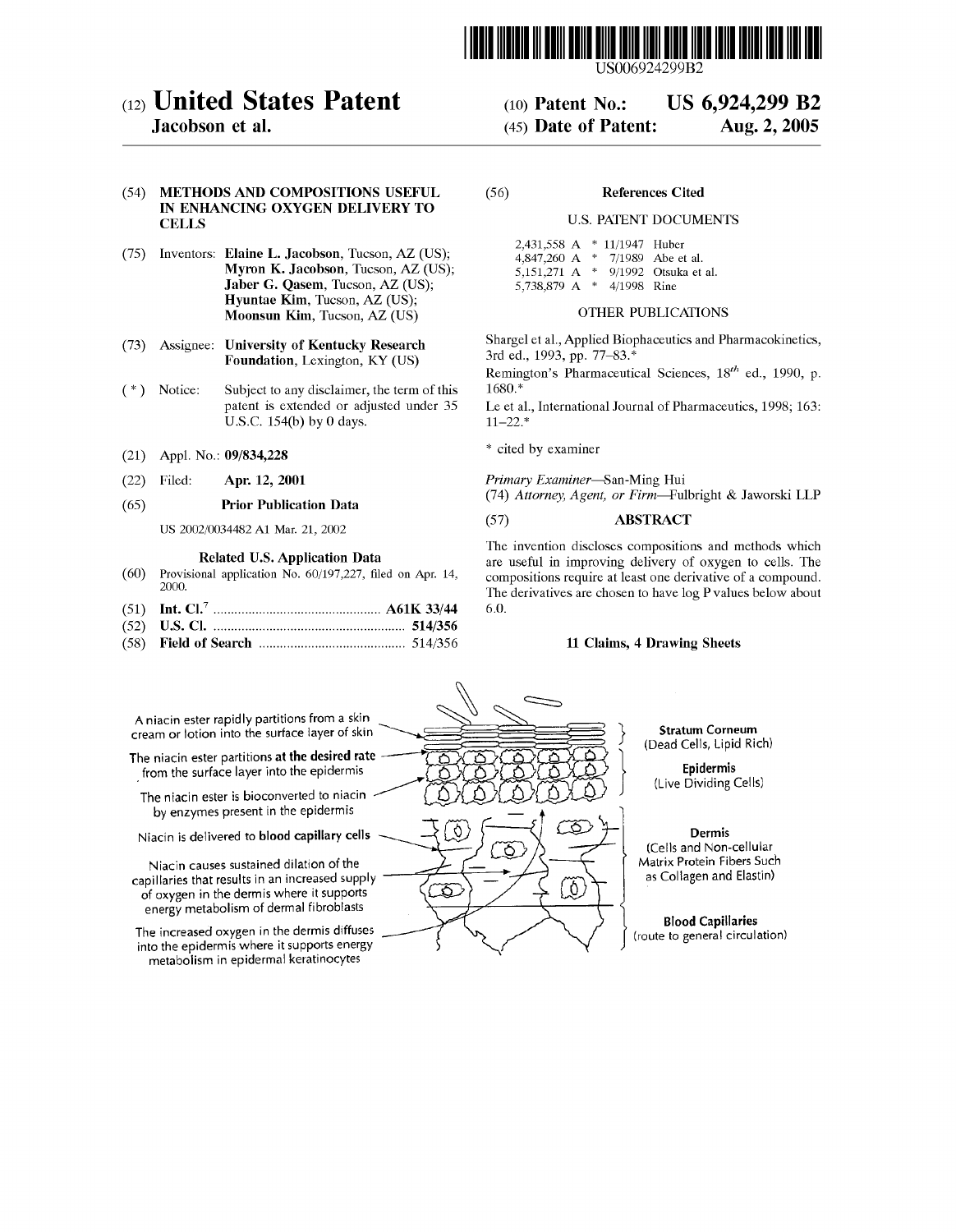# (12) United States Patent
**Jacobson et al.**

(10) Patent No.: **US 6,924,299 B2**

(45) Date of Patent: **Aug. 2, 2005**

(54) **METHODS AND COMPOSITIONS USEFUL IN ENHANCING OXYGEN DELIVERY TO CELLS**

(75) Inventors: **Elaine L. Jacobson**, Tucson, AZ (US); **Myron K. Jacobson**, Tucson, AZ (US); **Jaber G. Qasem**, Tucson, AZ (US); **Hyuntae Kim**, Tucson, AZ (US); **Moonsun Kim**, Tucson, AZ (US)

(73) Assignee: **University of Kentucky Research Foundation**, Lexington, KY (US)

( * ) Notice: Subject to any disclaimer, the term of this patent is extended or adjusted under 35 U.S.C. 154(b) by 0 days.

(21) Appl. No.: **09/834,228**

(22) Filed: **Apr. 12, 2001**

(65) **Prior Publication Data**

US 2002/0034482 A1 Mar. 21, 2002

**Related U.S. Application Data**

(60) Provisional application No. 60/197,227, filed on Apr. 14, 2000.

(51) **Int. Cl.**[7] .................................... **A61K 33/44**

(52) **U.S. Cl.** .................................... **514/356**

(58) **Field of Search** .................................... 514/356

(56) **References Cited**

U.S. PATENT DOCUMENTS

| | | | |
|---|---|---|---|
| 2,431,558 A | * | 11/1947 | Huber |
| 4,847,260 A | * | 7/1989 | Abe et al. |
| 5,151,271 A | * | 9/1992 | Otsuka et al. |
| 5,738,879 A | * | 4/1998 | Rine |

OTHER PUBLICATIONS

Shargel et al., Applied Biophaceutics and Pharmacokinetics, 3rd ed., 1993, pp. 77–83.*

Remington's Pharmaceutical Sciences, 18[th] ed., 1990, p. 1680.*

Le et al., International Journal of Pharmaceutics, 1998; 163: 11–22.*

\* cited by examiner

*Primary Examiner*—San-Ming Hui

(74) *Attorney, Agent, or Firm*—Fulbright & Jaworski LLP

(57) **ABSTRACT**

The invention discloses compositions and methods which are useful in improving delivery of oxygen to cells. The compositions require at least one derivative of a compound. The derivatives are chosen to have log P values below about 6.0.

**11 Claims, 4 Drawing Sheets**

A niacin ester rapidly partitions from a skin cream or lotion into the surface layer of skin

The niacin ester partitions **at the desired rate** from the surface layer into the epidermis

The niacin ester is bioconverted to niacin by enzymes present in the epidermis

Niacin is delivered to **blood capillary cells**

Niacin causes sustained dilation of the capillaries that results in an increased supply of oxygen in the dermis where it supports energy metabolism of dermal fibroblasts

The increased oxygen in the dermis diffuses into the epidermis where it supports energy metabolism in epidermal keratinocytes

**Stratum Corneum** (Dead Cells, Lipid Rich)

**Epidermis** (Live Dividing Cells)

**Dermis** (Cells and Non-cellular Matrix Protein Fibers Such as Collagen and Elastin)

**Blood Capillaries** (route to general circulation)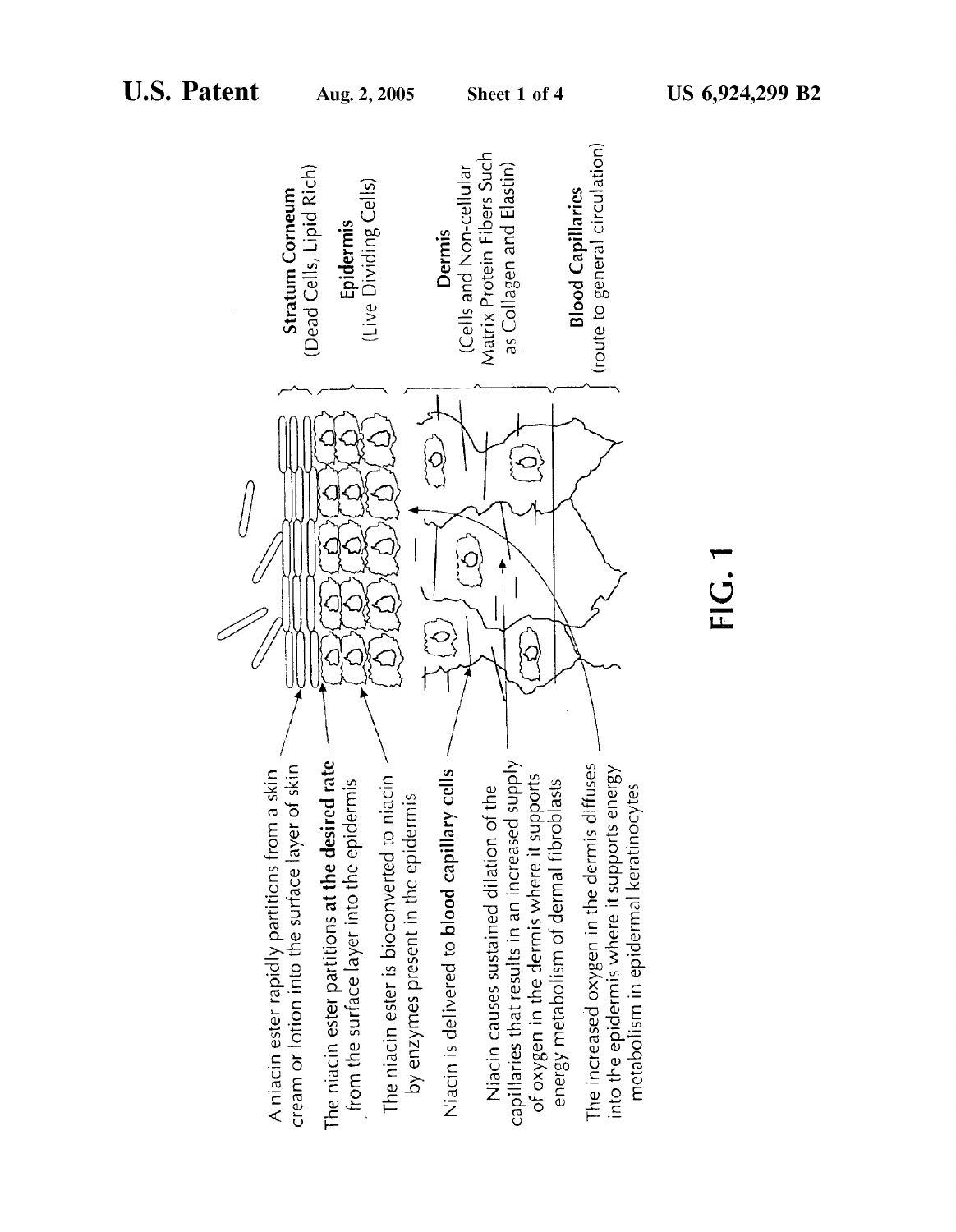A niacin ester rapidly partitions from a skin cream or lotion into the surface layer of skin

The niacin ester partitions **at the desired rate** from the surface layer into the epidermis

The niacin ester is bioconverted to niacin by enzymes present in the epidermis

Niacin is delivered to **blood capillary cells**

Niacin causes sustained dilation of the capillaries that results in an increased supply of oxygen in the dermis where it supports energy metabolism of dermal fibroblasts

The increased oxygen in the dermis diffuses into the epidermis where it supports energy metabolism in epidermal keratinocytes

**Stratum Corneum** (Dead Cells, Lipid Rich)

**Epidermis** (Live Dividing Cells)

**Dermis** (Cells and Non-cellular Matrix Protein Fibers Such as Collagen and Elastin)

**Blood Capillaries** (route to general circulation)

FIG. 1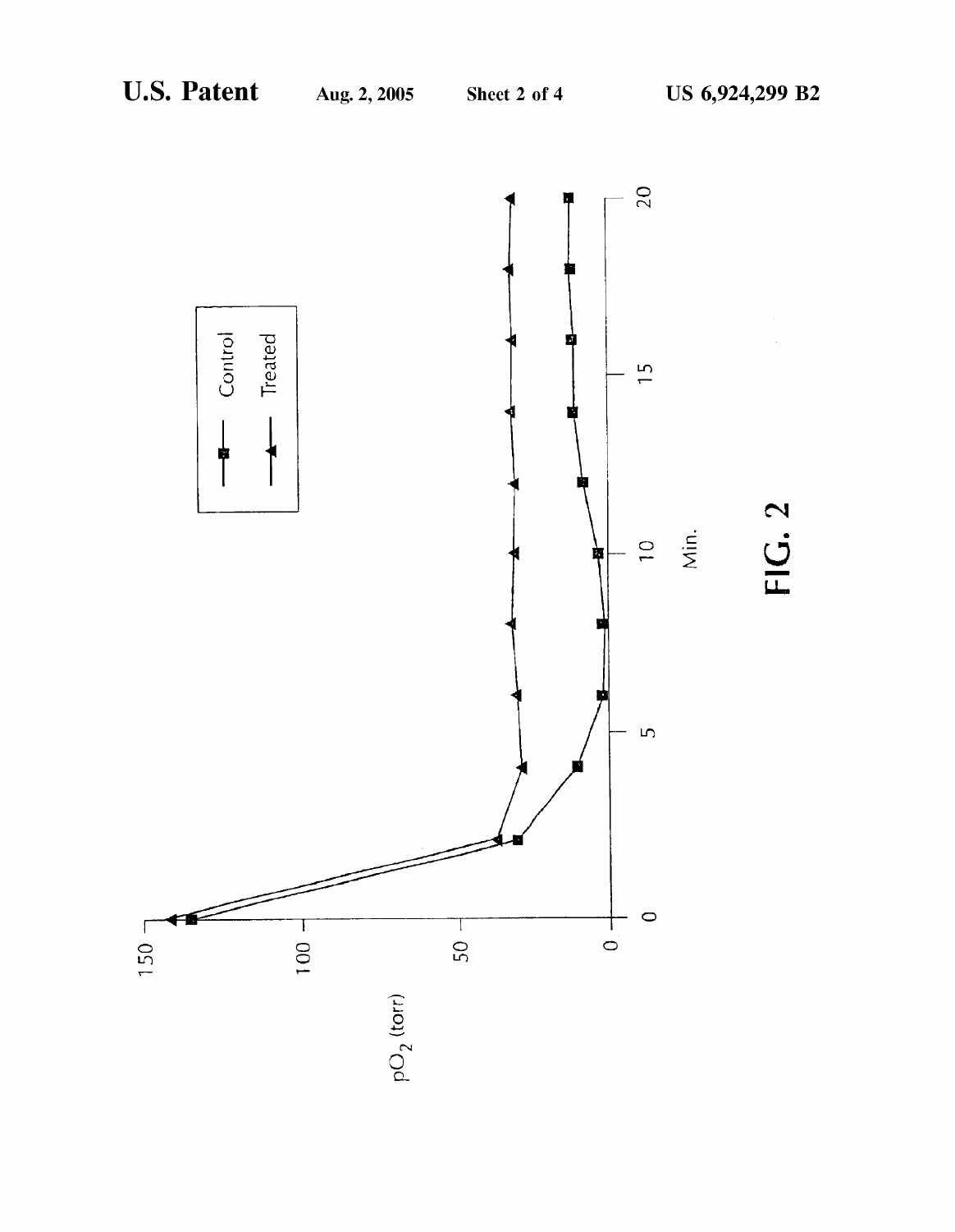FIG. 2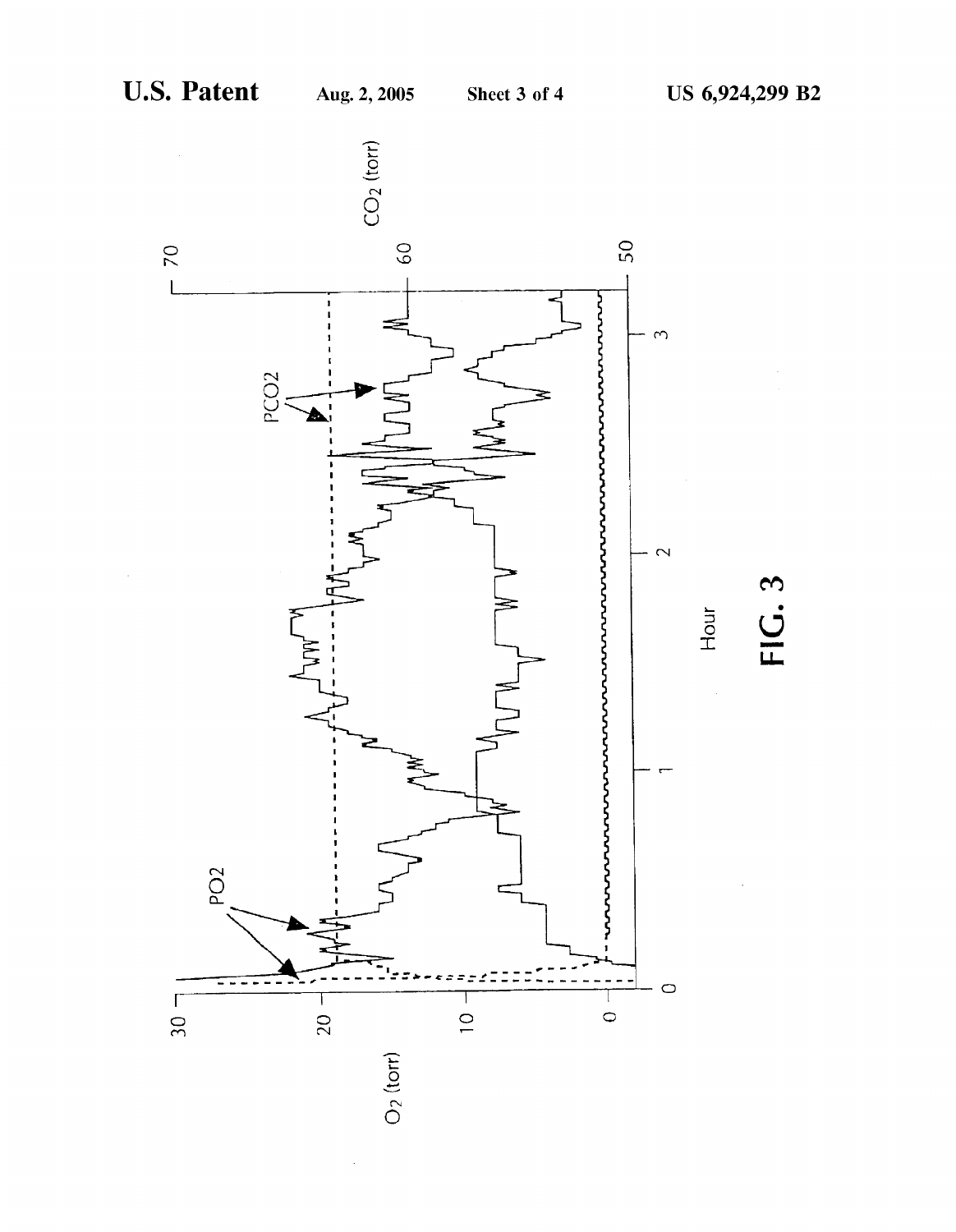FIG. 3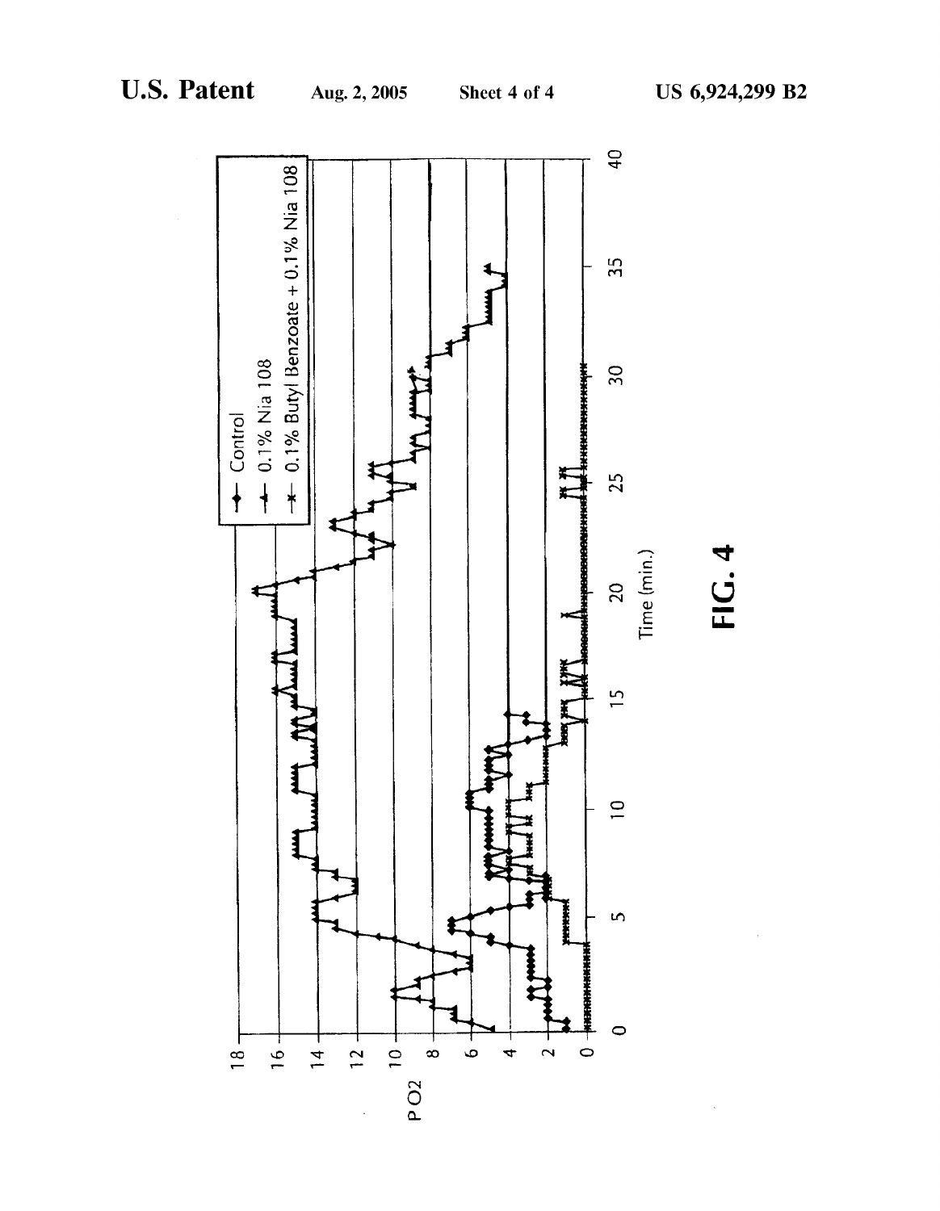FIG. 4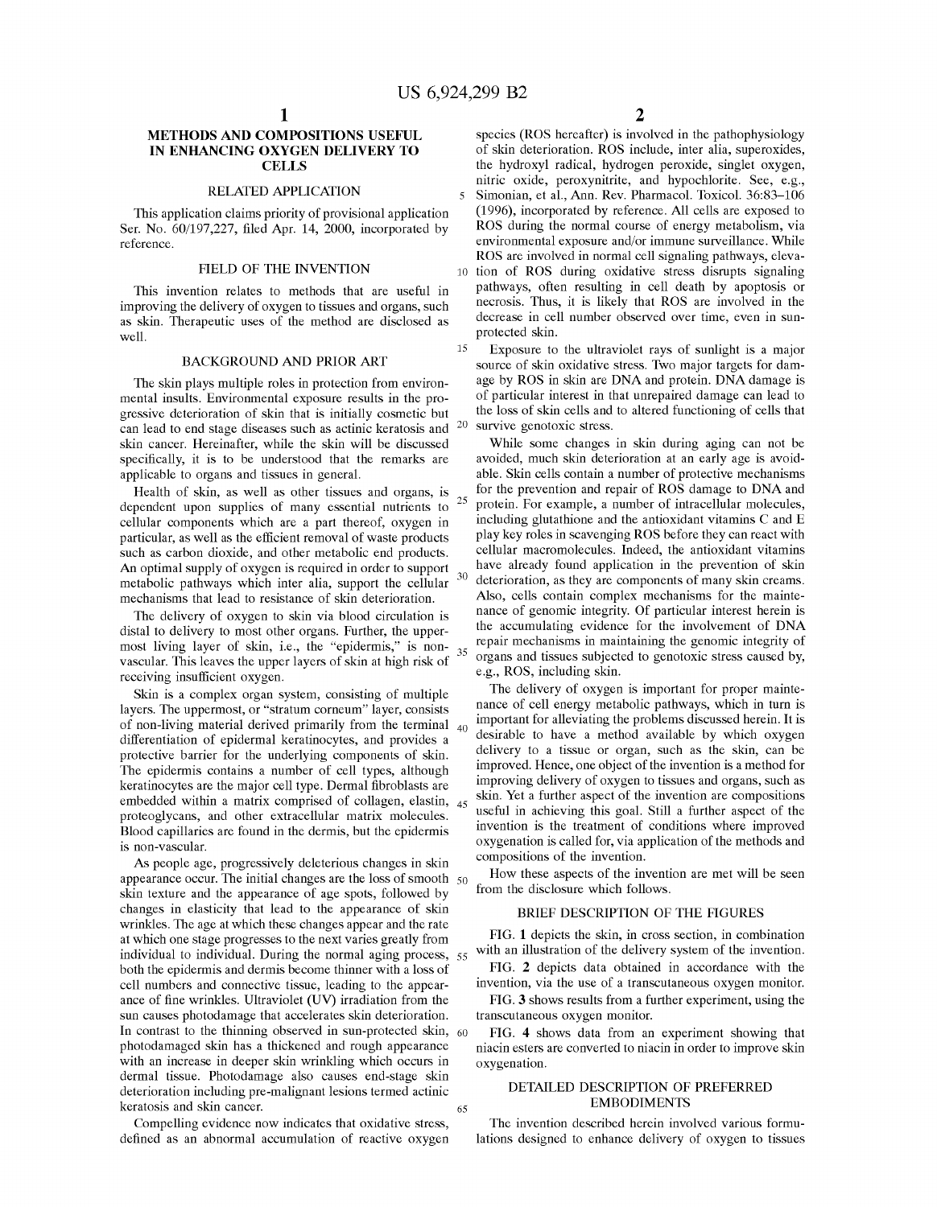# METHODS AND COMPOSITIONS USEFUL IN ENHANCING OXYGEN DELIVERY TO CELLS

## RELATED APPLICATION

This application claims priority of provisional application Ser. No. 60/197,227, filed Apr. 14, 2000, incorporated by reference.

## FIELD OF THE INVENTION

This invention relates to methods that are useful in improving the delivery of oxygen to tissues and organs, such as skin. Therapeutic uses of the method are disclosed as well.

## BACKGROUND AND PRIOR ART

The skin plays multiple roles in protection from environmental insults. Environmental exposure results in the progressive deterioration of skin that is initially cosmetic but can lead to end stage diseases such as actinic keratosis and skin cancer. Hereinafter, while the skin will be discussed specifically, it is to be understood that the remarks are applicable to organs and tissues in general.

Health of skin, as well as other tissues and organs, is dependent upon supplies of many essential nutrients to cellular components which are a part thereof, oxygen in particular, as well as the efficient removal of waste products such as carbon dioxide, and other metabolic end products. An optimal supply of oxygen is required in order to support metabolic pathways which inter alia, support the cellular mechanisms that lead to resistance of skin deterioration.

The delivery of oxygen to skin via blood circulation is distal to delivery to most other organs. Further, the uppermost living layer of skin, i.e., the "epidermis," is non-vascular. This leaves the upper layers of skin at high risk of receiving insufficient oxygen.

Skin is a complex organ system, consisting of multiple layers. The uppermost, or "stratum corneum" layer, consists of non-living material derived primarily from the terminal differentiation of epidermal keratinocytes, and provides a protective barrier for the underlying components of skin. The epidermis contains a number of cell types, although keratinocytes are the major cell type. Dermal fibroblasts are embedded within a matrix comprised of collagen, elastin, proteoglycans, and other extracellular matrix molecules. Blood capillaries are found in the dermis, but the epidermis is non-vascular.

As people age, progressively deleterious changes in skin appearance occur. The initial changes are the loss of smooth skin texture and the appearance of age spots, followed by changes in elasticity that lead to the appearance of skin wrinkles. The age at which these changes appear and the rate at which one stage progresses to the next varies greatly from individual to individual. During the normal aging process, both the epidermis and dermis become thinner with a loss of cell numbers and connective tissue, leading to the appearance of fine wrinkles. Ultraviolet (UV) irradiation from the sun causes photodamage that accelerates skin deterioration. In contrast to the thinning observed in sun-protected skin, photodamaged skin has a thickened and rough appearance with an increase in deeper skin wrinkling which occurs in dermal tissue. Photodamage also causes end-stage skin deterioration including pre-malignant lesions termed actinic keratosis and skin cancer.

Compelling evidence now indicates that oxidative stress, defined as an abnormal accumulation of reactive oxygen species (ROS hereafter) is involved in the pathophysiology of skin deterioration. ROS include, inter alia, superoxides, the hydroxyl radical, hydrogen peroxide, singlet oxygen, nitric oxide, peroxynitrite, and hypochlorite. See, e.g., Simonian, et al., Ann. Rev. Pharmacol. Toxicol. 36:83–106 (1996), incorporated by reference. All cells are exposed to ROS during the normal course of energy metabolism, via environmental exposure and/or immune surveillance. While ROS are involved in normal cell signaling pathways, elevation of ROS during oxidative stress disrupts signaling pathways, often resulting in cell death by apoptosis or necrosis. Thus, it is likely that ROS are involved in the decrease in cell number observed over time, even in sun-protected skin.

Exposure to the ultraviolet rays of sunlight is a major source of skin oxidative stress. Two major targets for damage by ROS in skin are DNA and protein. DNA damage is of particular interest in that unrepaired damage can lead to the loss of skin cells and to altered functioning of cells that survive genotoxic stress.

While some changes in skin during aging can not be avoided, much skin deterioration at an early age is avoidable. Skin cells contain a number of protective mechanisms for the prevention and repair of ROS damage to DNA and protein. For example, a number of intracellular molecules, including glutathione and the antioxidant vitamins C and E play key roles in scavenging ROS before they can react with cellular macromolecules. Indeed, the antioxidant vitamins have already found application in the prevention of skin deterioration, as they are components of many skin creams. Also, cells contain complex mechanisms for the maintenance of genomic integrity. Of particular interest herein is the accumulating evidence for the involvement of DNA repair mechanisms in maintaining the genomic integrity of organs and tissues subjected to genotoxic stress caused by, e.g., ROS, including skin.

The delivery of oxygen is important for proper maintenance of cell energy metabolic pathways, which in turn is important for alleviating the problems discussed herein. It is desirable to have a method available by which oxygen delivery to a tissue or organ, such as the skin, can be improved. Hence, one object of the invention is a method for improving delivery of oxygen to tissues and organs, such as skin. Yet a further aspect of the invention are compositions useful in achieving this goal. Still a further aspect of the invention is the treatment of conditions where improved oxygenation is called for, via application of the methods and compositions of the invention.

How these aspects of the invention are met will be seen from the disclosure which follows.

## BRIEF DESCRIPTION OF THE FIGURES

FIG. 1 depicts the skin, in cross section, in combination with an illustration of the delivery system of the invention.

FIG. 2 depicts data obtained in accordance with the invention, via the use of a transcutaneous oxygen monitor.

FIG. 3 shows results from a further experiment, using the transcutaneous oxygen monitor.

FIG. 4 shows data from an experiment showing that niacin esters are converted to niacin in order to improve skin oxygenation.

## DETAILED DESCRIPTION OF PREFERRED EMBODIMENTS

The invention described herein involved various formulations designed to enhance delivery of oxygen to tissues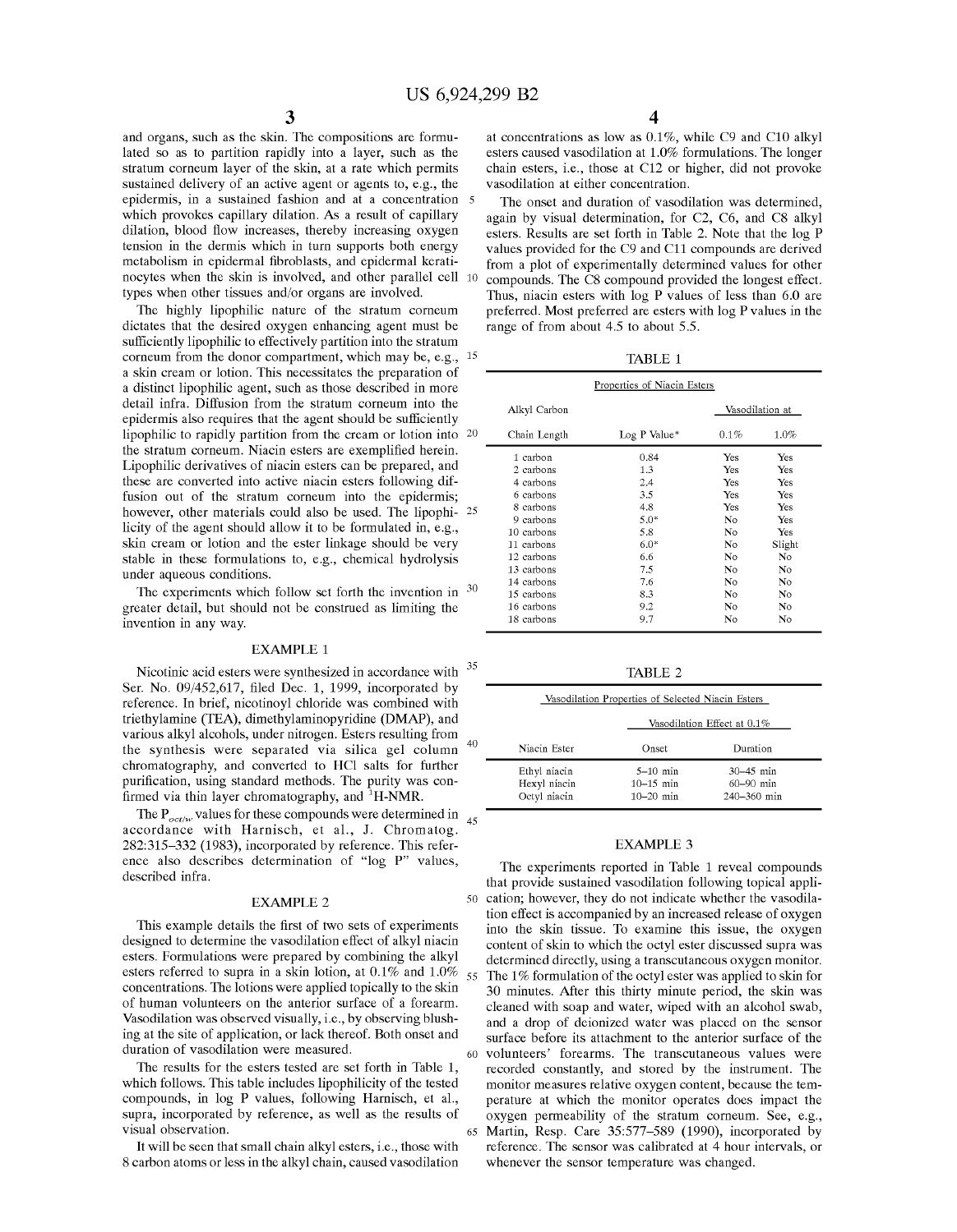and organs, such as the skin. The compositions are formulated so as to partition rapidly into a layer, such as the stratum corneum layer of the skin, at a rate which permits sustained delivery of an active agent or agents to, e.g., the epidermis, in a sustained fashion and at a concentration which provokes capillary dilation. As a result of capillary dilation, blood flow increases, thereby increasing oxygen tension in the dermis which in turn supports both energy metabolism in epidermal fibroblasts, and epidermal keratinocytes when the skin is involved, and other parallel cell types when other tissues and/or organs are involved.

The highly lipophilic nature of the stratum corneum dictates that the desired oxygen enhancing agent must be sufficiently lipophilic to effectively partition into the stratum corneum from the donor compartment, which may be, e.g., a skin cream or lotion. This necessitates the preparation of a distinct lipophilic agent, such as those described in more detail infra. Diffusion from the stratum corneum into the epidermis also requires that the agent should be sufficiently lipophilic to rapidly partition from the cream or lotion into the stratum corneum. Niacin esters are exemplified herein. Lipophilic derivatives of niacin esters can be prepared, and these are converted into active niacin esters following diffusion out of the stratum corneum into the epidermis; however, other materials could also be used. The lipophilicity of the agent should allow it to be formulated in, e.g., skin cream or lotion and the ester linkage should be very stable in these formulations to, e.g., chemical hydrolysis under aqueous conditions.

The experiments which follow set forth the invention in greater detail, but should not be construed as limiting the invention in any way.

## EXAMPLE 1

Nicotinic acid esters were synthesized in accordance with Ser. No. 09/452,617, filed Dec. 1, 1999, incorporated by reference. In brief, nicotinoyl chloride was combined with triethylamine (TEA), dimethylaminopyridine (DMAP), and various alkyl alcohols, under nitrogen. Esters resulting from the synthesis were separated via silica gel column chromatography, and converted to HCl salts for further purification, using standard methods. The purity was confirmed via thin layer chromatography, and $^{1}$H-NMR.

The $P_{oct/w}$ values for these compounds were determined in accordance with Harnisch, et al., J. Chromatog. 282:315–332 (1983), incorporated by reference. This reference also describes determination of "log P" values, described infra.

## EXAMPLE 2

This example details the first of two sets of experiments designed to determine the vasodilation effect of alkyl niacin esters. Formulations were prepared by combining the alkyl esters referred to supra in a skin lotion, at 0.1% and 1.0% concentrations. The lotions were applied topically to the skin of human volunteers on the anterior surface of a forearm. Vasodilation was observed visually, i.e., by observing blushing at the site of application, or lack thereof. Both onset and duration of vasodilation were measured.

The results for the esters tested are set forth in Table 1, which follows. This table includes lipophilicity of the tested compounds, in log P values, following Harnisch, et al., supra, incorporated by reference, as well as the results of visual observation.

It will be seen that small chain alkyl esters, i.e., those with 8 carbon atoms or less in the alkyl chain, caused vasodilation at concentrations as low as 0.1%, while C9 and C10 alkyl esters caused vasodilation at 1.0% formulations. The longer chain esters, i.e., those at C12 or higher, did not provoke vasodilation at either concentration.

The onset and duration of vasodilation was determined, again by visual determination, for C2, C6, and C8 alkyl esters. Results are set forth in Table 2. Note that the log P values provided for the C9 and C11 compounds are derived from a plot of experimentally determined values for other compounds. The C8 compound provided the longest effect. Thus, niacin esters with log P values of less than 6.0 are preferred. Most preferred are esters with log P values in the range of from about 4.5 to about 5.5.

TABLE 1

Properties of Niacin Esters

| Alkyl Carbon Chain Length | Log P Value* | Vasodilation at 0.1% | Vasodilation at 1.0% |
|---|---|---|---|
| 1 carbon | 0.84 | Yes | Yes |
| 2 carbons | 1.3 | Yes | Yes |
| 4 carbons | 2.4 | Yes | Yes |
| 6 carbons | 3.5 | Yes | Yes |
| 8 carbons | 4.8 | Yes | Yes |
| 9 carbons | 5.0* | No | Yes |
| 10 carbons | 5.8 | No | Yes |
| 11 carbons | 6.0* | No | Slight |
| 12 carbons | 6.6 | No | No |
| 13 carbons | 7.5 | No | No |
| 14 carbons | 7.6 | No | No |
| 15 carbons | 8.3 | No | No |
| 16 carbons | 9.2 | No | No |
| 18 carbons | 9.7 | No | No |

TABLE 2

Vasodilation Properties of Selected Niacin Esters

| Niacin Ester | Vasodilation Effect at 0.1% Onset | Vasodilation Effect at 0.1% Duration |
|---|---|---|
| Ethyl niacin | 5–10 min | 30–45 min |
| Hexyl niacin | 10–15 min | 60–90 min |
| Octyl niacin | 10–20 min | 240–360 min |

## EXAMPLE 3

The experiments reported in Table 1 reveal compounds that provide sustained vasodilation following topical application; however, they do not indicate whether the vasodilation effect is accompanied by an increased release of oxygen into the skin tissue. To examine this issue, the oxygen content of skin to which the octyl ester discussed supra was determined directly, using a transcutaneous oxygen monitor. The 1% formulation of the octyl ester was applied to skin for 30 minutes. After this thirty minute period, the skin was cleaned with soap and water, wiped with an alcohol swab, and a drop of deionized water was placed on the sensor surface before its attachment to the anterior surface of the volunteers' forearms. The transcutaneous values were recorded constantly, and stored by the instrument. The monitor measures relative oxygen content, because the temperature at which the monitor operates does impact the oxygen permeability of the stratum corneum. See, e.g., Martin, Resp. Care 35:577–589 (1990), incorporated by reference. The sensor was calibrated at 4 hour intervals, or whenever the sensor temperature was changed.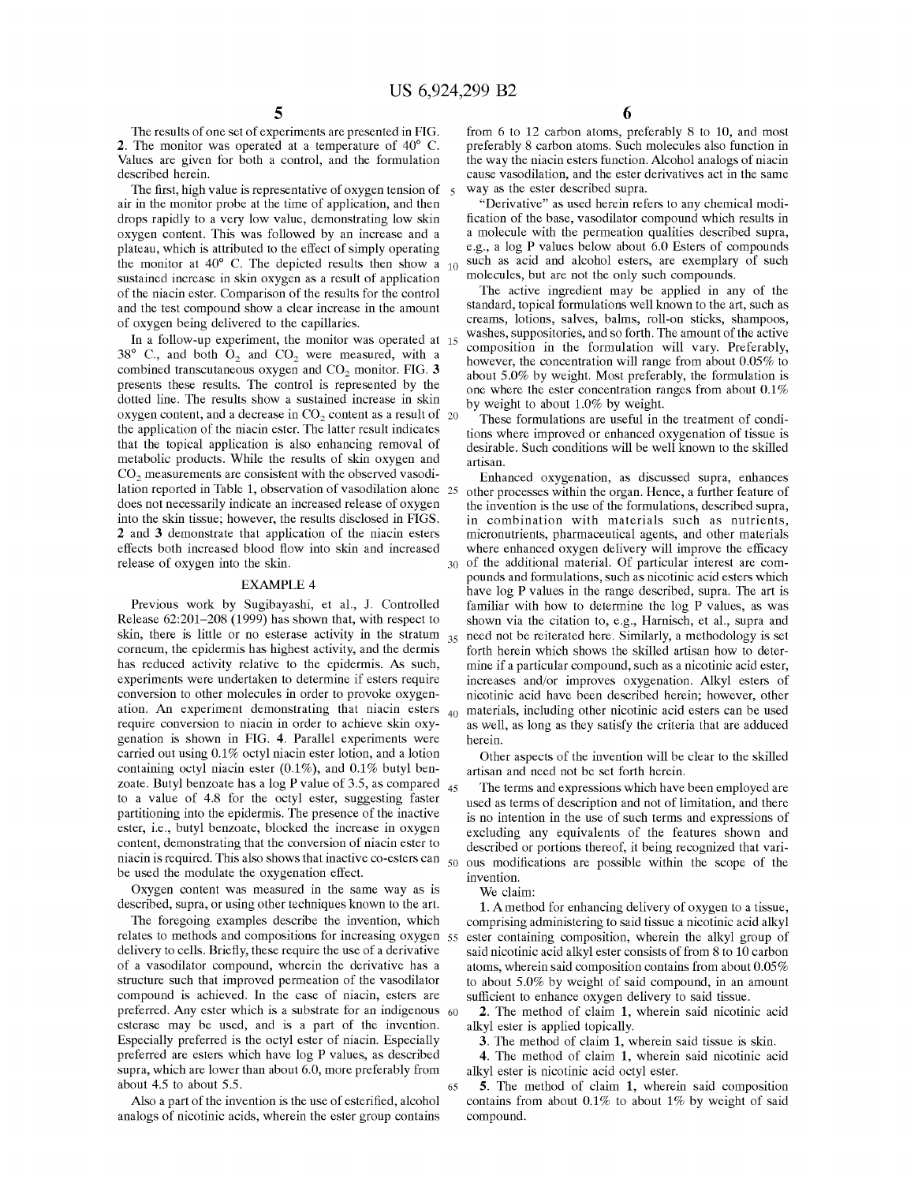The results of one set of experiments are presented in FIG. 2. The monitor was operated at a temperature of 40° C. Values are given for both a control, and the formulation described herein.

The first, high value is representative of oxygen tension of air in the monitor probe at the time of application, and then drops rapidly to a very low value, demonstrating low skin oxygen content. This was followed by an increase and a plateau, which is attributed to the effect of simply operating the monitor at 40° C. The depicted results then show a sustained increase in skin oxygen as a result of application of the niacin ester. Comparison of the results for the control and the test compound show a clear increase in the amount of oxygen being delivered to the capillaries.

In a follow-up experiment, the monitor was operated at 38° C., and both $O_2$ and $CO_2$ were measured, with a combined transcutaneous oxygen and $CO_2$ monitor. FIG. 3 presents these results. The control is represented by the dotted line. The results show a sustained increase in skin oxygen content, and a decrease in $CO_2$ content as a result of the application of the niacin ester. The latter result indicates that the topical application is also enhancing removal of metabolic products. While the results of skin oxygen and $CO_2$ measurements are consistent with the observed vasodilation reported in Table 1, observation of vasodilation alone does not necessarily indicate an increased release of oxygen into the skin tissue; however, the results disclosed in FIGS. 2 and 3 demonstrate that application of the niacin esters effects both increased blood flow into skin and increased release of oxygen into the skin.

## EXAMPLE 4

Previous work by Sugibayashi, et al., J. Controlled Release 62:201–208 (1999) has shown that, with respect to skin, there is little or no esterase activity in the stratum corneum, the epidermis has highest activity, and the dermis has reduced activity relative to the epidermis. As such, experiments were undertaken to determine if esters require conversion to other molecules in order to provoke oxygenation. An experiment demonstrating that niacin esters require conversion to niacin in order to achieve skin oxygenation is shown in FIG. 4. Parallel experiments were carried out using 0.1% octyl niacin ester lotion, and a lotion containing octyl niacin ester (0.1%), and 0.1% butyl benzoate. Butyl benzoate has a log P value of 3.5, as compared to a value of 4.8 for the octyl ester, suggesting faster partitioning into the epidermis. The presence of the inactive ester, i.e., butyl benzoate, blocked the increase in oxygen content, demonstrating that the conversion of niacin ester to niacin is required. This also shows that inactive co-esters can be used the modulate the oxygenation effect.

Oxygen content was measured in the same way as is described, supra, or using other techniques known to the art.

The foregoing examples describe the invention, which relates to methods and compositions for increasing oxygen delivery to cells. Briefly, these require the use of a derivative of a vasodilator compound, wherein the derivative has a structure such that improved permeation of the vasodilator compound is achieved. In the case of niacin, esters are preferred. Any ester which is a substrate for an indigenous esterase may be used, and is a part of the invention. Especially preferred is the octyl ester of niacin. Especially preferred are esters which have log P values, as described supra, which are lower than about 6.0, more preferably from about 4.5 to about 5.5.

Also a part of the invention is the use of esterified, alcohol analogs of nicotinic acids, wherein the ester group contains from 6 to 12 carbon atoms, preferably 8 to 10, and most preferably 8 carbon atoms. Such molecules also function in the way the niacin esters function. Alcohol analogs of niacin cause vasodilation, and the ester derivatives act in the same way as the ester described supra.

"Derivative" as used herein refers to any chemical modification of the base, vasodilator compound which results in a molecule with the permeation qualities described supra, e.g., a log P values below about 6.0 Esters of compounds such as acid and alcohol esters, are exemplary of such molecules, but are not the only such compounds.

The active ingredient may be applied in any of the standard, topical formulations well known to the art, such as creams, lotions, salves, balms, roll-on sticks, shampoos, washes, suppositories, and so forth. The amount of the active composition in the formulation will vary. Preferably, however, the concentration will range from about 0.05% to about 5.0% by weight. Most preferably, the formulation is one where the ester concentration ranges from about 0.1% by weight to about 1.0% by weight.

These formulations are useful in the treatment of conditions where improved or enhanced oxygenation of tissue is desirable. Such conditions will be well known to the skilled artisan.

Enhanced oxygenation, as discussed supra, enhances other processes within the organ. Hence, a further feature of the invention is the use of the formulations, described supra, in combination with materials such as nutrients, micronutrients, pharmaceutical agents, and other materials where enhanced oxygen delivery will improve the efficacy of the additional material. Of particular interest are compounds and formulations, such as nicotinic acid esters which have log P values in the range described, supra. The art is familiar with how to determine the log P values, as was shown via the citation to, e.g., Harnisch, et al., supra and need not be reiterated here. Similarly, a methodology is set forth herein which shows the skilled artisan how to determine if a particular compound, such as a nicotinic acid ester, increases and/or improves oxygenation. Alkyl esters of nicotinic acid have been described herein; however, other materials, including other nicotinic acid esters can be used as well, as long as they satisfy the criteria that are adduced herein.

Other aspects of the invention will be clear to the skilled artisan and need not be set forth herein.

The terms and expressions which have been employed are used as terms of description and not of limitation, and there is no intention in the use of such terms and expressions of excluding any equivalents of the features shown and described or portions thereof, it being recognized that various modifications are possible within the scope of the invention.

We claim:

1. A method for enhancing delivery of oxygen to a tissue, comprising administering to said tissue a nicotinic acid alkyl ester containing composition, wherein the alkyl group of said nicotinic acid alkyl ester consists of from 8 to 10 carbon atoms, wherein said composition contains from about 0.05% to about 5.0% by weight of said compound, in an amount sufficient to enhance oxygen delivery to said tissue.

2. The method of claim 1, wherein said nicotinic acid alkyl ester is applied topically.

3. The method of claim 1, wherein said tissue is skin.

4. The method of claim 1, wherein said nicotinic acid alkyl ester is nicotinic acid octyl ester.

5. The method of claim 1, wherein said composition contains from about 0.1% to about 1% by weight of said compound.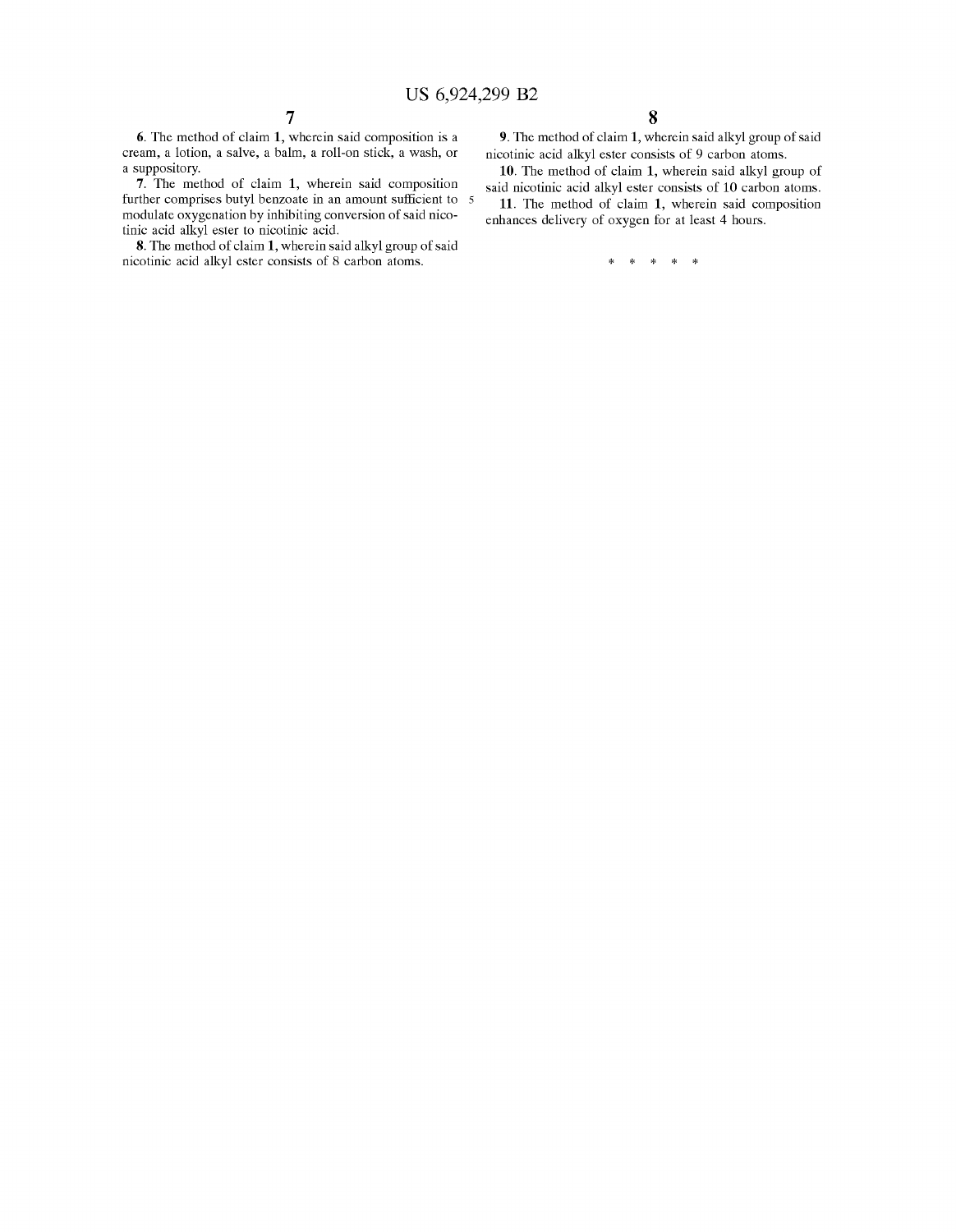**6**. The method of claim **1**, wherein said composition is a cream, a lotion, a salve, a balm, a roll-on stick, a wash, or a suppository.

**7**. The method of claim **1**, wherein said composition further comprises butyl benzoate in an amount sufficient to modulate oxygenation by inhibiting conversion of said nicotinic acid alkyl ester to nicotinic acid.

**8**. The method of claim **1**, wherein said alkyl group of said nicotinic acid alkyl ester consists of 8 carbon atoms.

**9**. The method of claim **1**, wherein said alkyl group of said nicotinic acid alkyl ester consists of 9 carbon atoms.

**10**. The method of claim **1**, wherein said alkyl group of said nicotinic acid alkyl ester consists of 10 carbon atoms.

**11**. The method of claim **1**, wherein said composition enhances delivery of oxygen for at least 4 hours.

* * * * *